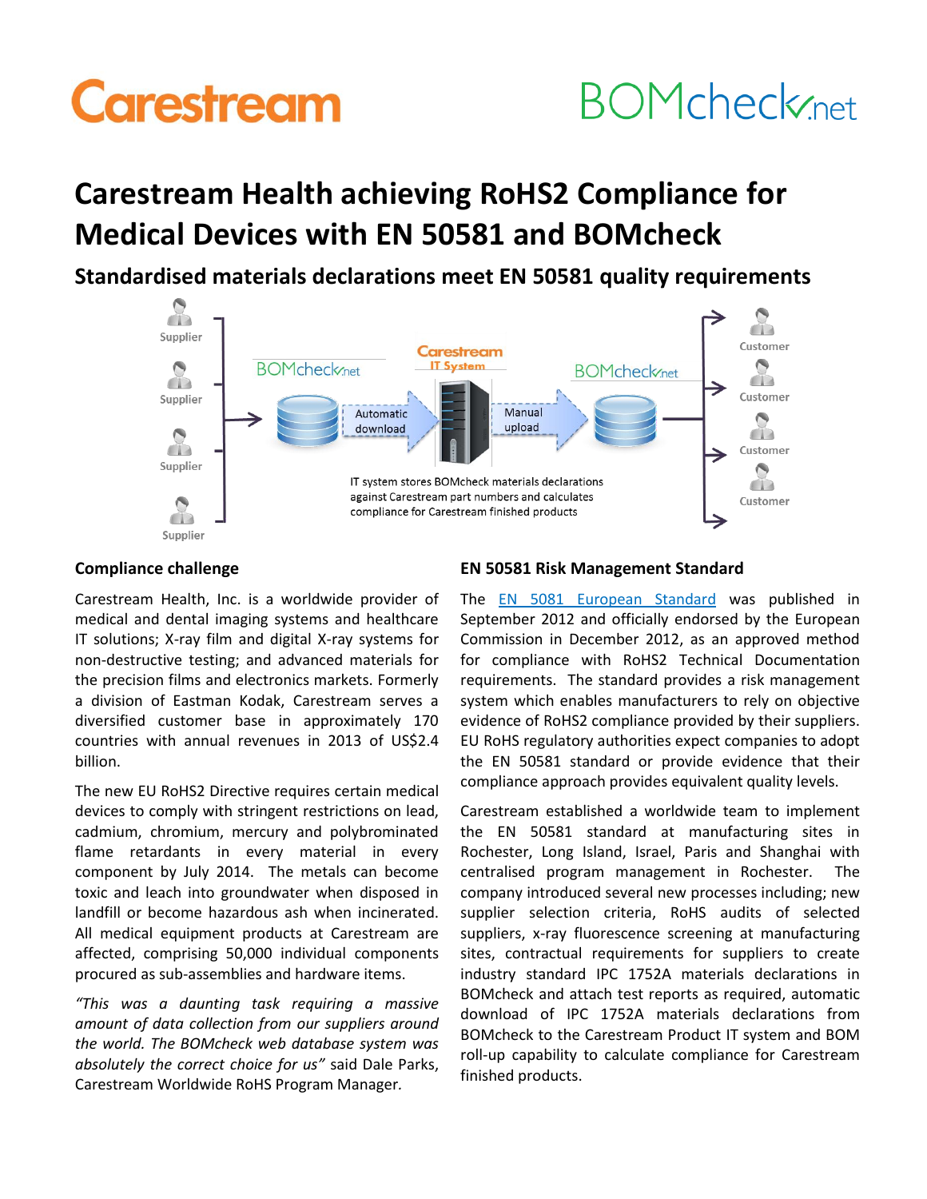# Carestream Health achieving RoHS2 Compliance for Medical Devices with EN 50581 and BOMcheck

## Standardised materials declarations meet EN 50581 quality requirements

Supplier

Supplier

Supplier

Supplier

BOMcheck.net

Carestream IT System

BOMcheck.net

Automatic download

Manual upload

Customer

Customer

Customer

Customer

IT system stores BOMcheck materials declarations against Carestream part numbers and calculates compliance for Carestream finished products

### Compliance challenge

Carestream Health, Inc. is a worldwide provider of medical and dental imaging systems and healthcare IT solutions; X-ray film and digital X-ray systems for non-destructive testing; and advanced materials for the precision films and electronics markets. Formerly a division of Eastman Kodak, Carestream serves a diversified customer base in approximately 170 countries with annual revenues in 2013 of US$2.4 billion.

The new EU RoHS2 Directive requires certain medical devices to comply with stringent restrictions on lead, cadmium, chromium, mercury and polybrominated flame retardants in every material in every component by July 2014. The metals can become toxic and leach into groundwater when disposed in landfill or become hazardous ash when incinerated. All medical equipment products at Carestream are affected, comprising 50,000 individual components procured as sub-assemblies and hardware items.

*"This was a daunting task requiring a massive amount of data collection from our suppliers around the world. The BOMcheck web database system was absolutely the correct choice for us"* said Dale Parks, Carestream Worldwide RoHS Program Manager.

### EN 50581 Risk Management Standard

The [EN 5081 European Standard] was published in September 2012 and officially endorsed by the European Commission in December 2012, as an approved method for compliance with RoHS2 Technical Documentation requirements. The standard provides a risk management system which enables manufacturers to rely on objective evidence of RoHS2 compliance provided by their suppliers. EU RoHS regulatory authorities expect companies to adopt the EN 50581 standard or provide evidence that their compliance approach provides equivalent quality levels.

Carestream established a worldwide team to implement the EN 50581 standard at manufacturing sites in Rochester, Long Island, Israel, Paris and Shanghai with centralised program management in Rochester. The company introduced several new processes including; new supplier selection criteria, RoHS audits of selected suppliers, x-ray fluorescence screening at manufacturing sites, contractual requirements for suppliers to create industry standard IPC 1752A materials declarations in BOMcheck and attach test reports as required, automatic download of IPC 1752A materials declarations from BOMcheck to the Carestream Product IT system and BOM roll-up capability to calculate compliance for Carestream finished products.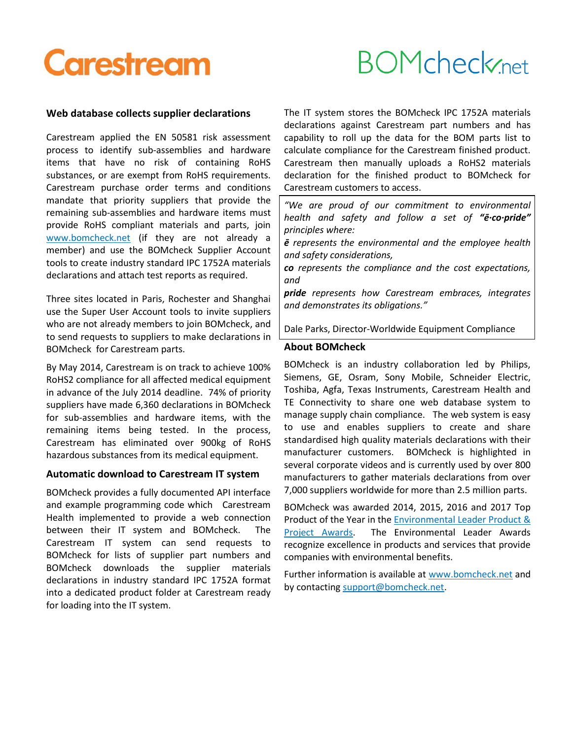Carestream

BOMcheck.net

## Web database collects supplier declarations

Carestream applied the EN 50581 risk assessment process to identify sub-assemblies and hardware items that have no risk of containing RoHS substances, or are exempt from RoHS requirements. Carestream purchase order terms and conditions mandate that priority suppliers that provide the remaining sub-assemblies and hardware items must provide RoHS compliant materials and parts, join www.bomcheck.net (if they are not already a member) and use the BOMcheck Supplier Account tools to create industry standard IPC 1752A materials declarations and attach test reports as required.

Three sites located in Paris, Rochester and Shanghai use the Super User Account tools to invite suppliers who are not already members to join BOMcheck, and to send requests to suppliers to make declarations in BOMcheck for Carestream parts.

By May 2014, Carestream is on track to achieve 100% RoHS2 compliance for all affected medical equipment in advance of the July 2014 deadline. 74% of priority suppliers have made 6,360 declarations in BOMcheck for sub-assemblies and hardware items, with the remaining items being tested. In the process, Carestream has eliminated over 900kg of RoHS hazardous substances from its medical equipment.

## Automatic download to Carestream IT system

BOMcheck provides a fully documented API interface and example programming code which Carestream Health implemented to provide a web connection between their IT system and BOMcheck. The Carestream IT system can send requests to BOMcheck for lists of supplier part numbers and BOMcheck downloads the supplier materials declarations in industry standard IPC 1752A format into a dedicated product folder at Carestream ready for loading into the IT system.

The IT system stores the BOMcheck IPC 1752A materials declarations against Carestream part numbers and has capability to roll up the data for the BOM parts list to calculate compliance for the Carestream finished product. Carestream then manually uploads a RoHS2 materials declaration for the finished product to BOMcheck for Carestream customers to access.

*"We are proud of our commitment to environmental health and safety and follow a set of **"ē·co·pride"** principles where:*

***ē** represents the environmental and the employee health and safety considerations,*

***co** represents the compliance and the cost expectations, and*

***pride** represents how Carestream embraces, integrates and demonstrates its obligations."*

Dale Parks, Director-Worldwide Equipment Compliance

## About BOMcheck

BOMcheck is an industry collaboration led by Philips, Siemens, GE, Osram, Sony Mobile, Schneider Electric, Toshiba, Agfa, Texas Instruments, Carestream Health and TE Connectivity to share one web database system to manage supply chain compliance. The web system is easy to use and enables suppliers to create and share standardised high quality materials declarations with their manufacturer customers. BOMcheck is highlighted in several corporate videos and is currently used by over 800 manufacturers to gather materials declarations from over 7,000 suppliers worldwide for more than 2.5 million parts.

BOMcheck was awarded 2014, 2015, 2016 and 2017 Top Product of the Year in the Environmental Leader Product & Project Awards. The Environmental Leader Awards recognize excellence in products and services that provide companies with environmental benefits.

Further information is available at www.bomcheck.net and by contacting support@bomcheck.net.